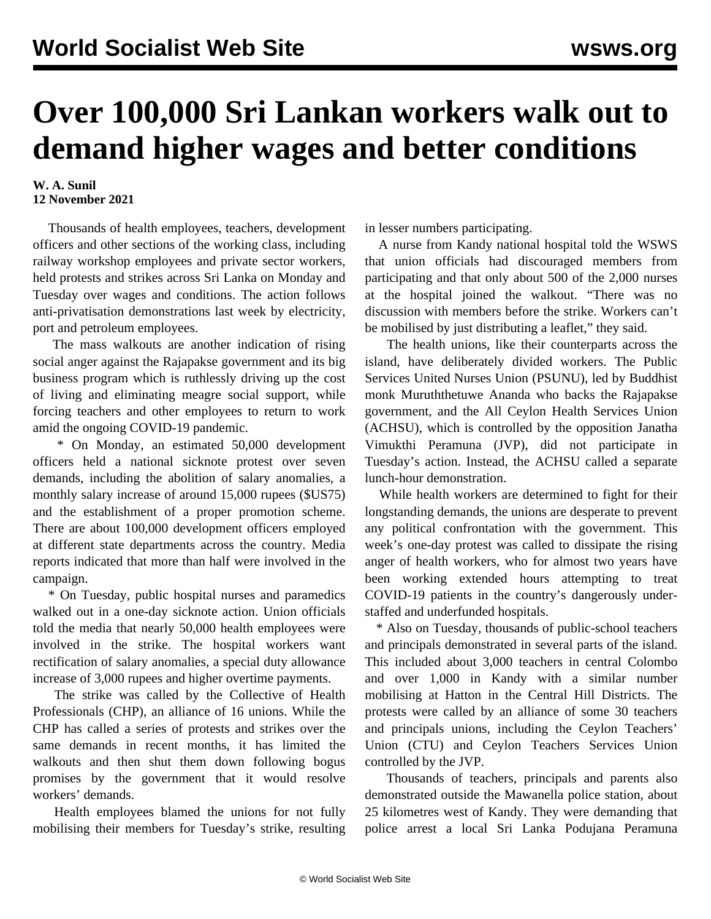# Over 100,000 Sri Lankan workers walk out to demand higher wages and better conditions

**W. A. Sunil**
**12 November 2021**

Thousands of health employees, teachers, development officers and other sections of the working class, including railway workshop employees and private sector workers, held protests and strikes across Sri Lanka on Monday and Tuesday over wages and conditions. The action follows anti-privatisation demonstrations last week by electricity, port and petroleum employees.

The mass walkouts are another indication of rising social anger against the Rajapakse government and its big business program which is ruthlessly driving up the cost of living and eliminating meagre social support, while forcing teachers and other employees to return to work amid the ongoing COVID-19 pandemic.

* On Monday, an estimated 50,000 development officers held a national sicknote protest over seven demands, including the abolition of salary anomalies, a monthly salary increase of around 15,000 rupees ($US75) and the establishment of a proper promotion scheme. There are about 100,000 development officers employed at different state departments across the country. Media reports indicated that more than half were involved in the campaign.

* On Tuesday, public hospital nurses and paramedics walked out in a one-day sicknote action. Union officials told the media that nearly 50,000 health employees were involved in the strike. The hospital workers want rectification of salary anomalies, a special duty allowance increase of 3,000 rupees and higher overtime payments.

The strike was called by the Collective of Health Professionals (CHP), an alliance of 16 unions. While the CHP has called a series of protests and strikes over the same demands in recent months, it has limited the walkouts and then shut them down following bogus promises by the government that it would resolve workers' demands.

Health employees blamed the unions for not fully mobilising their members for Tuesday's strike, resulting in lesser numbers participating.

A nurse from Kandy national hospital told the WSWS that union officials had discouraged members from participating and that only about 500 of the 2,000 nurses at the hospital joined the walkout. "There was no discussion with members before the strike. Workers can't be mobilised by just distributing a leaflet," they said.

The health unions, like their counterparts across the island, have deliberately divided workers. The Public Services United Nurses Union (PSUNU), led by Buddhist monk Muruththetuwe Ananda who backs the Rajapakse government, and the All Ceylon Health Services Union (ACHSU), which is controlled by the opposition Janatha Vimukthi Peramuna (JVP), did not participate in Tuesday's action. Instead, the ACHSU called a separate lunch-hour demonstration.

While health workers are determined to fight for their longstanding demands, the unions are desperate to prevent any political confrontation with the government. This week's one-day protest was called to dissipate the rising anger of health workers, who for almost two years have been working extended hours attempting to treat COVID-19 patients in the country's dangerously under-staffed and underfunded hospitals.

* Also on Tuesday, thousands of public-school teachers and principals demonstrated in several parts of the island. This included about 3,000 teachers in central Colombo and over 1,000 in Kandy with a similar number mobilising at Hatton in the Central Hill Districts. The protests were called by an alliance of some 30 teachers and principals unions, including the Ceylon Teachers' Union (CTU) and Ceylon Teachers Services Union controlled by the JVP.

Thousands of teachers, principals and parents also demonstrated outside the Mawanella police station, about 25 kilometres west of Kandy. They were demanding that police arrest a local Sri Lanka Podujana Peramuna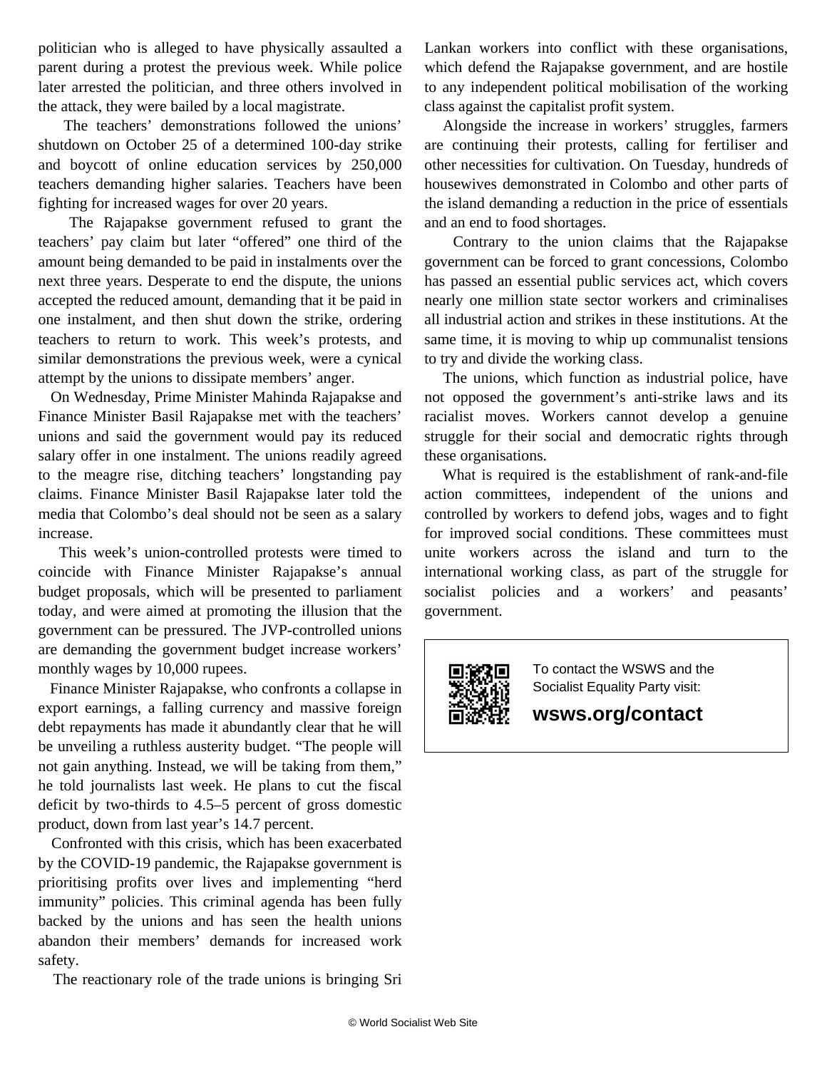politician who is alleged to have physically assaulted a parent during a protest the previous week. While police later arrested the politician, and three others involved in the attack, they were bailed by a local magistrate.

The teachers' demonstrations followed the unions' shutdown on October 25 of a determined 100-day strike and boycott of online education services by 250,000 teachers demanding higher salaries. Teachers have been fighting for increased wages for over 20 years.

The Rajapakse government refused to grant the teachers' pay claim but later "offered" one third of the amount being demanded to be paid in instalments over the next three years. Desperate to end the dispute, the unions accepted the reduced amount, demanding that it be paid in one instalment, and then shut down the strike, ordering teachers to return to work. This week's protests, and similar demonstrations the previous week, were a cynical attempt by the unions to dissipate members' anger.

On Wednesday, Prime Minister Mahinda Rajapakse and Finance Minister Basil Rajapakse met with the teachers' unions and said the government would pay its reduced salary offer in one instalment. The unions readily agreed to the meagre rise, ditching teachers' longstanding pay claims. Finance Minister Basil Rajapakse later told the media that Colombo's deal should not be seen as a salary increase.

This week's union-controlled protests were timed to coincide with Finance Minister Rajapakse's annual budget proposals, which will be presented to parliament today, and were aimed at promoting the illusion that the government can be pressured. The JVP-controlled unions are demanding the government budget increase workers' monthly wages by 10,000 rupees.

Finance Minister Rajapakse, who confronts a collapse in export earnings, a falling currency and massive foreign debt repayments has made it abundantly clear that he will be unveiling a ruthless austerity budget. "The people will not gain anything. Instead, we will be taking from them," he told journalists last week. He plans to cut the fiscal deficit by two-thirds to 4.5–5 percent of gross domestic product, down from last year's 14.7 percent.

Confronted with this crisis, which has been exacerbated by the COVID-19 pandemic, the Rajapakse government is prioritising profits over lives and implementing "herd immunity" policies. This criminal agenda has been fully backed by the unions and has seen the health unions abandon their members' demands for increased work safety.

The reactionary role of the trade unions is bringing Sri Lankan workers into conflict with these organisations, which defend the Rajapakse government, and are hostile to any independent political mobilisation of the working class against the capitalist profit system.

Alongside the increase in workers' struggles, farmers are continuing their protests, calling for fertiliser and other necessities for cultivation. On Tuesday, hundreds of housewives demonstrated in Colombo and other parts of the island demanding a reduction in the price of essentials and an end to food shortages.

Contrary to the union claims that the Rajapakse government can be forced to grant concessions, Colombo has passed an essential public services act, which covers nearly one million state sector workers and criminalises all industrial action and strikes in these institutions. At the same time, it is moving to whip up communalist tensions to try and divide the working class.

The unions, which function as industrial police, have not opposed the government's anti-strike laws and its racialist moves. Workers cannot develop a genuine struggle for their social and democratic rights through these organisations.

What is required is the establishment of rank-and-file action committees, independent of the unions and controlled by workers to defend jobs, wages and to fight for improved social conditions. These committees must unite workers across the island and turn to the international working class, as part of the struggle for socialist policies and a workers' and peasants' government.

To contact the WSWS and the Socialist Equality Party visit:

**wsws.org/contact**